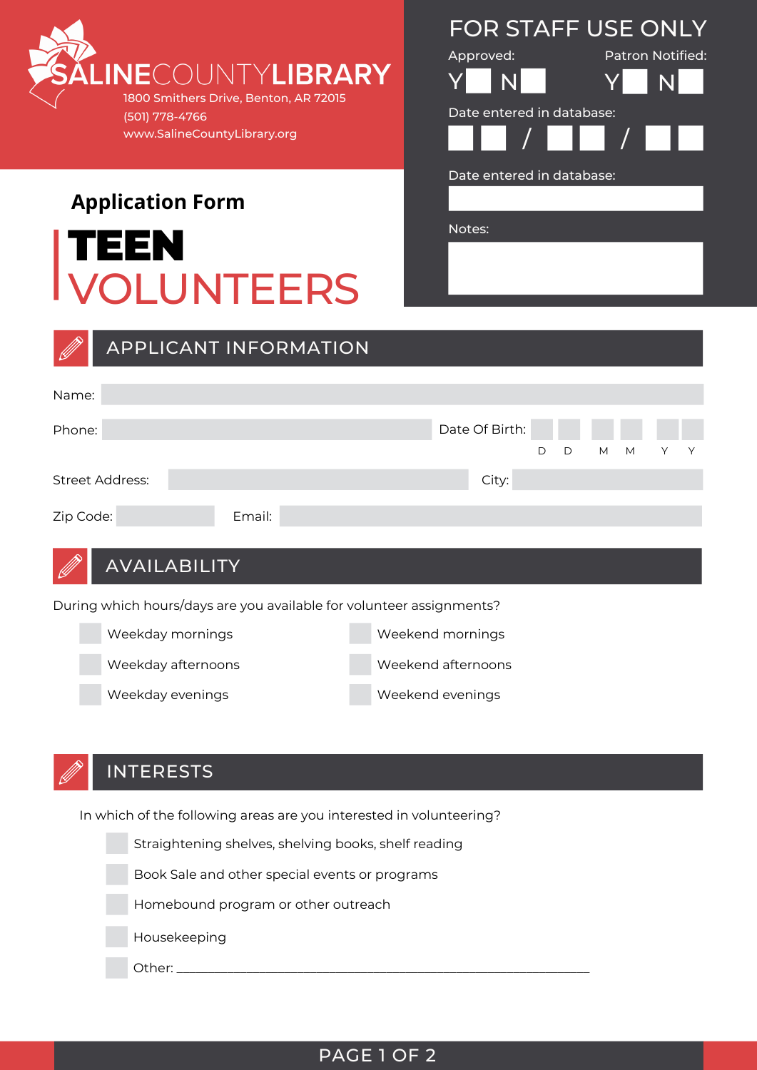# SALINE COUNTY LIBRARY

1800 Smithers Drive, Benton, AR 72015
(501) 778-4766
www.SalineCountyLibrary.org

**FOR STAFF USE ONLY**

Approved: Y ☐ N ☐

Patron Notified: Y ☐ N ☐

Date entered in database: ☐☐ / ☐☐ / ☐☐

Date entered in database:

Notes:

## Application Form

# TEEN VOLUNTEERS

## APPLICANT INFORMATION

Name:

Phone:

Date Of Birth: D D M M Y Y

Street Address:

City:

Zip Code:

Email:

## AVAILABILITY

During which hours/days are you available for volunteer assignments?

- ☐ Weekday mornings
- ☐ Weekday afternoons
- ☐ Weekday evenings
- ☐ Weekend mornings
- ☐ Weekend afternoons
- ☐ Weekend evenings

## INTERESTS

In which of the following areas are you interested in volunteering?

- ☐ Straightening shelves, shelving books, shelf reading
- ☐ Book Sale and other special events or programs
- ☐ Homebound program or other outreach
- ☐ Housekeeping
- ☐ Other: ___________________________________________________________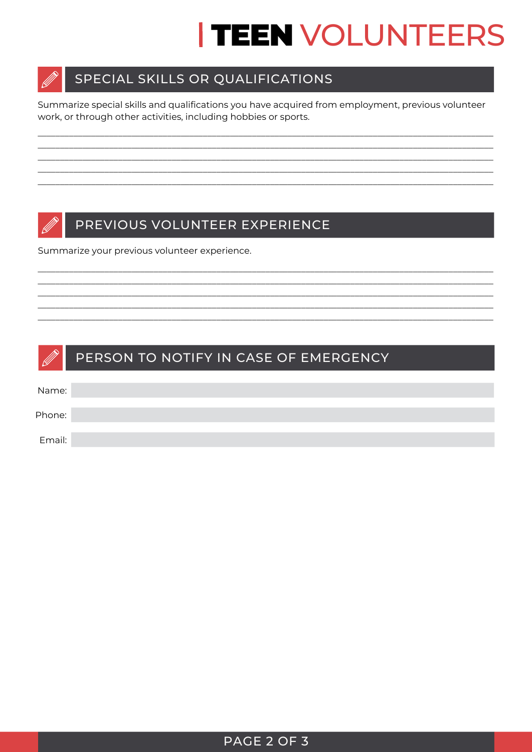# TEEN VOLUNTEERS

## SPECIAL SKILLS OR QUALIFICATIONS

Summarize special skills and qualifications you have acquired from employment, previous volunteer work, or through other activities, including hobbies or sports.

______________________________________________________________________________

______________________________________________________________________________

______________________________________________________________________________

______________________________________________________________________________

______________________________________________________________________________

## PREVIOUS VOLUNTEER EXPERIENCE

Summarize your previous volunteer experience.

______________________________________________________________________________

______________________________________________________________________________

______________________________________________________________________________

______________________________________________________________________________

______________________________________________________________________________

## PERSON TO NOTIFY IN CASE OF EMERGENCY

Name: ______________________________

Phone: ______________________________

Email: ______________________________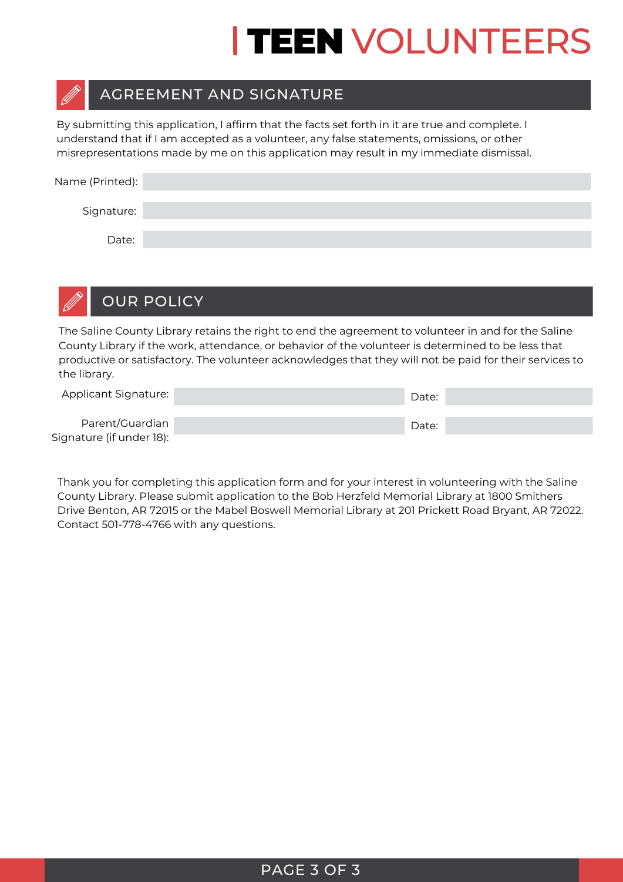# TEEN VOLUNTEERS

## AGREEMENT AND SIGNATURE

By submitting this application, I affirm that the facts set forth in it are true and complete. I understand that if I am accepted as a volunteer, any false statements, omissions, or other misrepresentations made by me on this application may result in my immediate dismissal.

Name (Printed):

Signature:

Date:

## OUR POLICY

The Saline County Library retains the right to end the agreement to volunteer in and for the Saline County Library if the work, attendance, or behavior of the volunteer is determined to be less that productive or satisfactory. The volunteer acknowledges that they will not be paid for their services to the library.

Applicant Signature: Date:

Parent/Guardian Signature (if under 18): Date:

Thank you for completing this application form and for your interest in volunteering with the Saline County Library. Please submit application to the Bob Herzfeld Memorial Library at 1800 Smithers Drive Benton, AR 72015 or the Mabel Boswell Memorial Library at 201 Prickett Road Bryant, AR 72022. Contact 501-778-4766 with any questions.